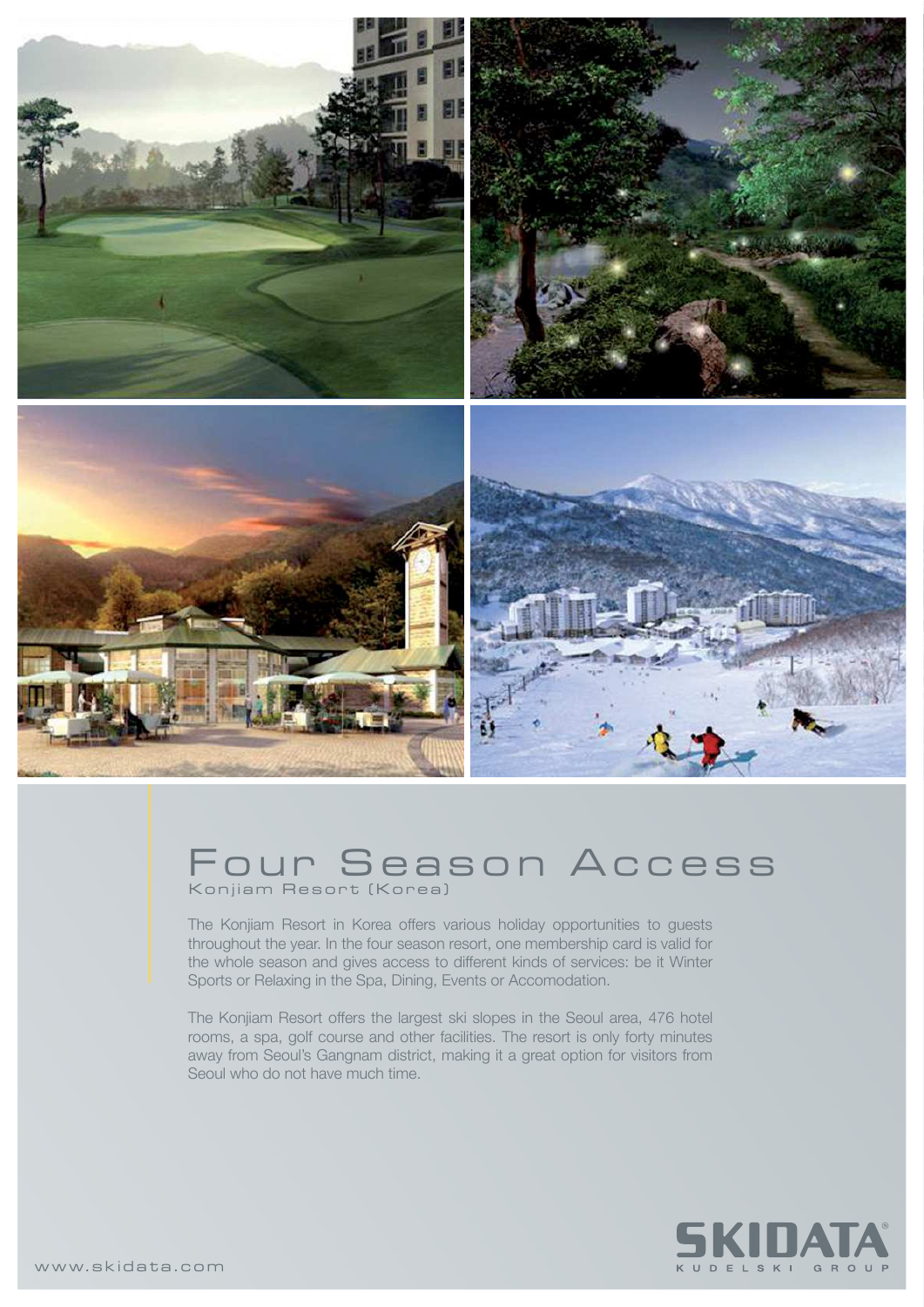# Four Season Access

Konjiam Resort (Korea)

The Konjiam Resort in Korea offers various holiday opportunities to guests throughout the year. In the four season resort, one membership card is valid for the whole season and gives access to different kinds of services: be it Winter Sports or Relaxing in the Spa, Dining, Events or Accomodation.

The Konjiam Resort offers the largest ski slopes in the Seoul area, 476 hotel rooms, a spa, golf course and other facilities. The resort is only forty minutes away from Seoul's Gangnam district, making it a great option for visitors from Seoul who do not have much time.

www.skidata.com

SKIDATA®
KUDELSKI GROUP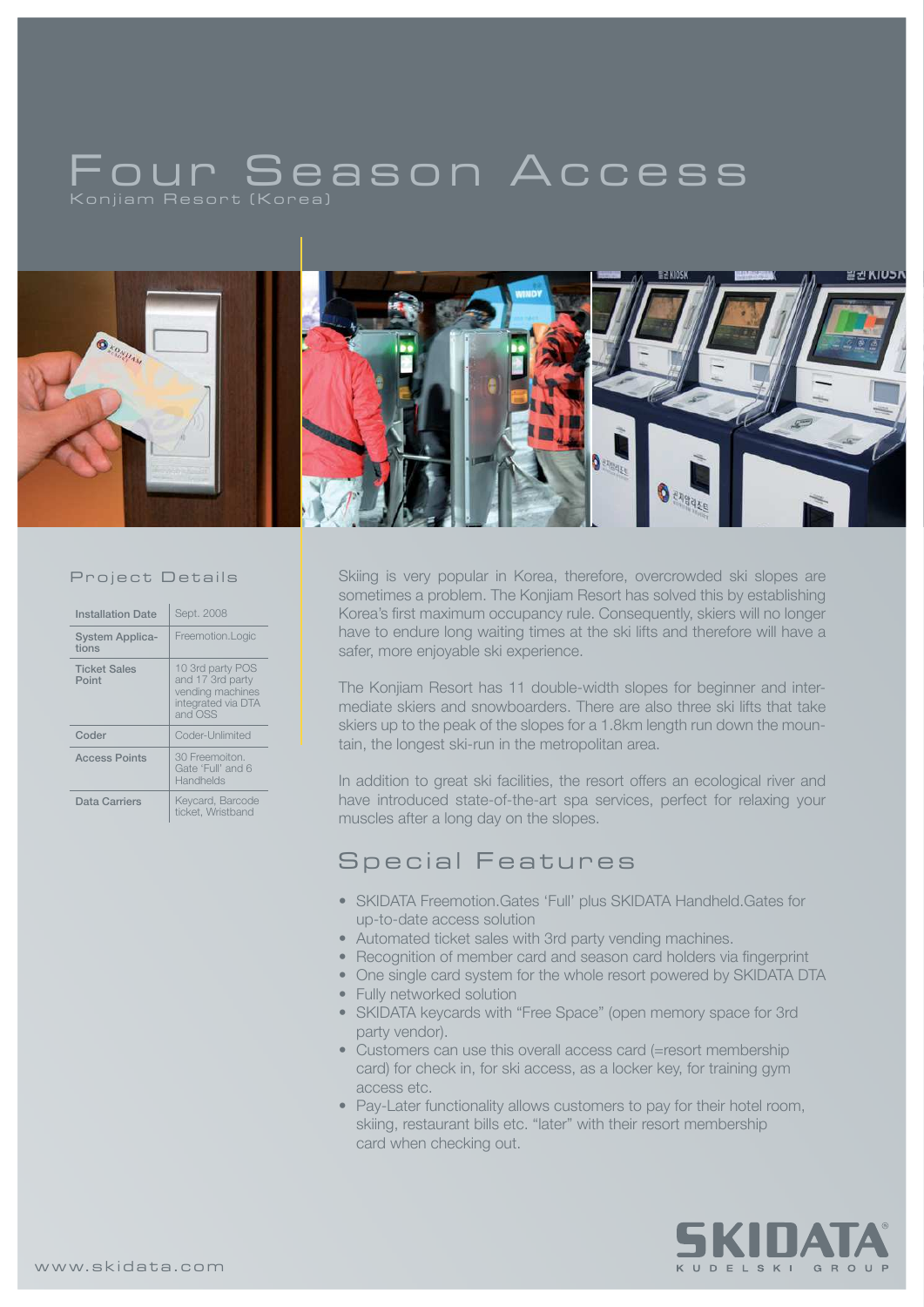# Four Season Access

Konjiam Resort (Korea)

## Project Details

| | |
|---|---|
| Installation Date | Sept. 2008 |
| System Applications | Freemotion.Logic |
| Ticket Sales Point | 10 3rd party POS and 17 3rd party vending machines integrated via DTA and OSS |
| Coder | Coder-Unlimited |
| Access Points | 30 Freemoiton. Gate 'Full' and 6 Handhelds |
| Data Carriers | Keycard, Barcode ticket, Wristband |

Skiing is very popular in Korea, therefore, overcrowded ski slopes are sometimes a problem. The Konjiam Resort has solved this by establishing Korea's first maximum occupancy rule. Consequently, skiers will no longer have to endure long waiting times at the ski lifts and therefore will have a safer, more enjoyable ski experience.

The Konjiam Resort has 11 double-width slopes for beginner and intermediate skiers and snowboarders. There are also three ski lifts that take skiers up to the peak of the slopes for a 1.8km length run down the mountain, the longest ski-run in the metropolitan area.

In addition to great ski facilities, the resort offers an ecological river and have introduced state-of-the-art spa services, perfect for relaxing your muscles after a long day on the slopes.

## Special Features

- SKIDATA Freemotion.Gates 'Full' plus SKIDATA Handheld.Gates for up-to-date access solution
- Automated ticket sales with 3rd party vending machines.
- Recognition of member card and season card holders via fingerprint
- One single card system for the whole resort powered by SKIDATA DTA
- Fully networked solution
- SKIDATA keycards with "Free Space" (open memory space for 3rd party vendor).
- Customers can use this overall access card (=resort membership card) for check in, for ski access, as a locker key, for training gym access etc.
- Pay-Later functionality allows customers to pay for their hotel room, skiing, restaurant bills etc. "later" with their resort membership card when checking out.

www.skidata.com

SKIDATA KUDELSKI GROUP